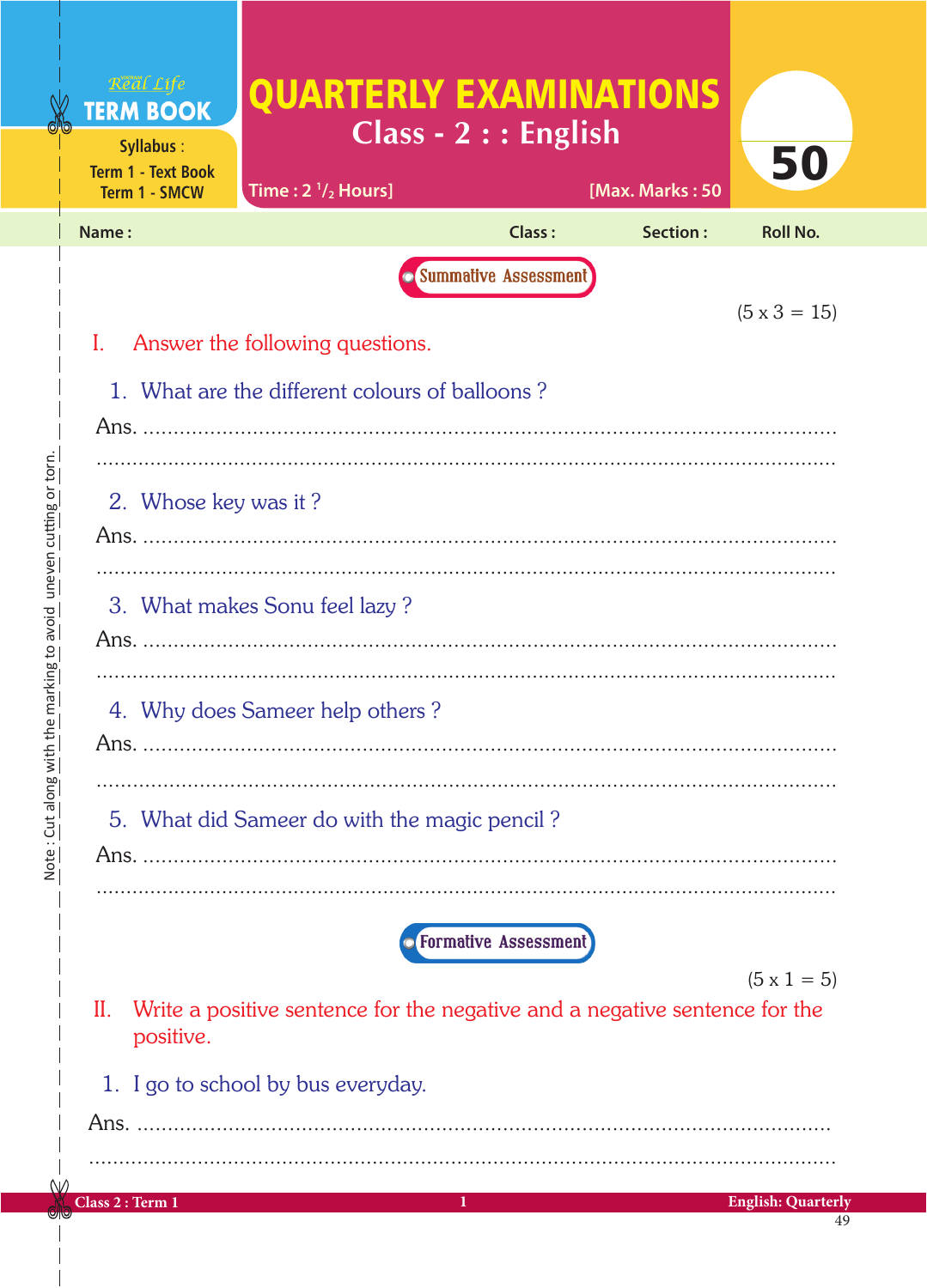Real Life **TERM BOOK**

Syllabus :
Term 1 - Text Book
Term 1 - SMCW

# QUARTERLY EXAMINATIONS

## Class - 2 : : English

Time : 2 1/2 Hours] [Max. Marks : 50

**50**

Name : Class : Section : Roll No.

**Summative Assessment**

(5 x 3 = 15)

I. Answer the following questions.

1. What are the different colours of balloons ?

Ans. ..............................................................................................

..............................................................................................

2. Whose key was it ?

Ans. ..............................................................................................

..............................................................................................

3. What makes Sonu feel lazy ?

Ans. ..............................................................................................

..............................................................................................

4. Why does Sameer help others ?

Ans. ..............................................................................................

..............................................................................................

5. What did Sameer do with the magic pencil ?

Ans. ..............................................................................................

..............................................................................................

**Formative Assessment**

(5 x 1 = 5)

II. Write a positive sentence for the negative and a negative sentence for the positive.

1. I go to school by bus everyday.

Ans. ..............................................................................................

..............................................................................................

Note : Cut along with the marking to avoid uneven cutting or torn.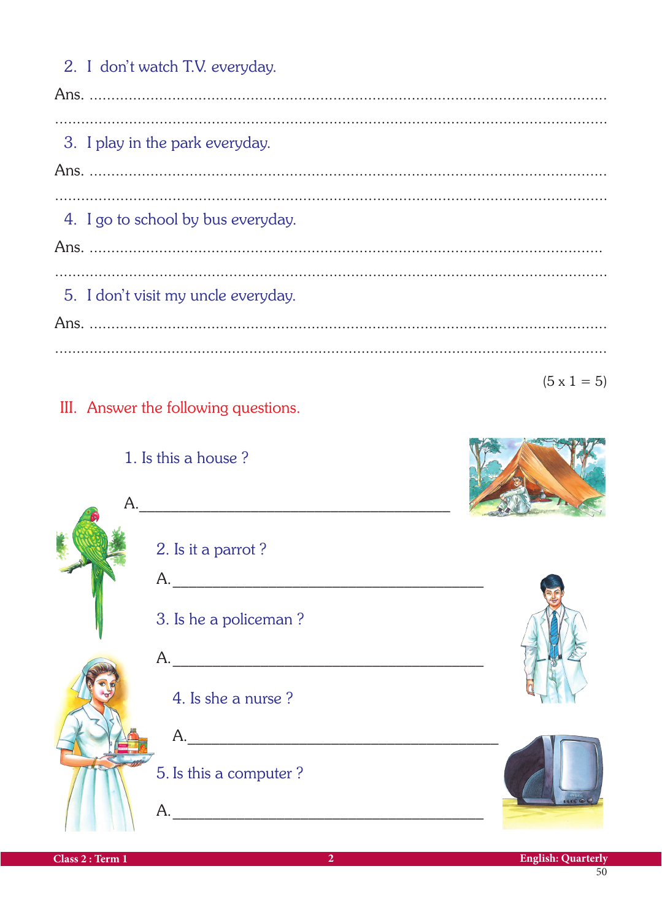2. I don't watch T.V. everyday.

Ans. .........................................................................................................

.........................................................................................................

3. I play in the park everyday.

Ans. .........................................................................................................

.........................................................................................................

4. I go to school by bus everyday.

Ans. .........................................................................................................

.........................................................................................................

5. I don't visit my uncle everyday.

Ans. .........................................................................................................

.........................................................................................................

(5 x 1 = 5)

## III. Answer the following questions.

1. Is this a house ?

A.________________________________________

2. Is it a parrot ?

A.________________________________________

3. Is he a policeman ?

A.________________________________________

4. Is she a nurse ?

A.________________________________________

5. Is this a computer ?

A.________________________________________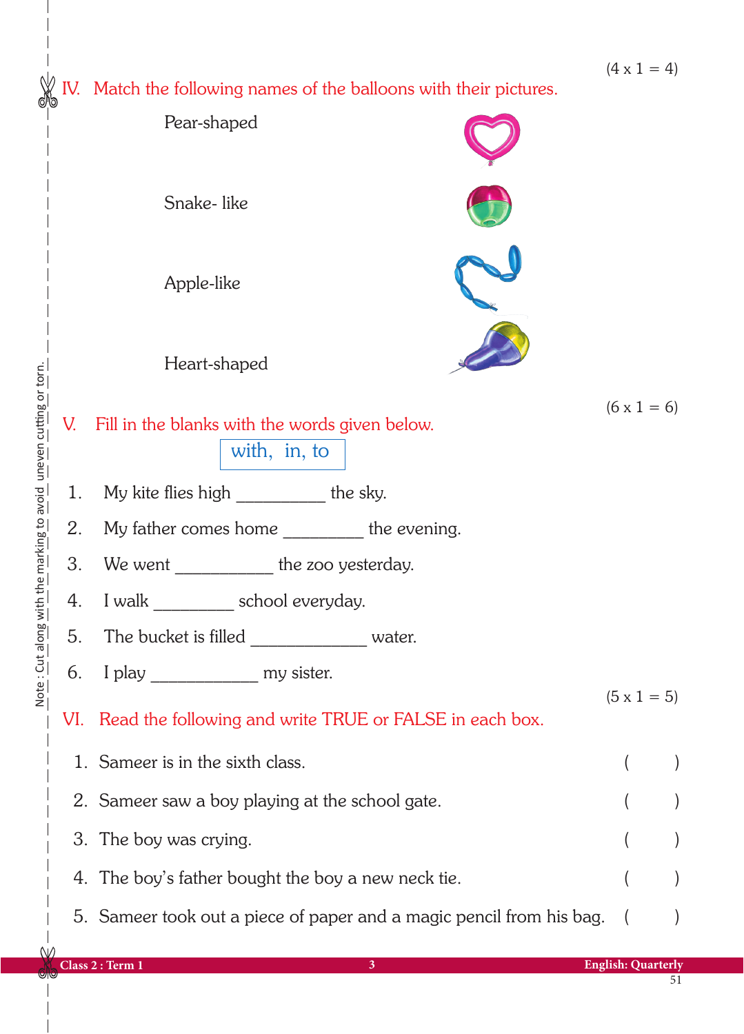(4 x 1 = 4)

## IV. Match the following names of the balloons with their pictures.

Pear-shaped

Snake- like

Apple-like

Heart-shaped

(6 x 1 = 6)

## V. Fill in the blanks with the words given below.

with, in, to

1. My kite flies high _________ the sky.
2. My father comes home ________ the evening.
3. We went __________ the zoo yesterday.
4. I walk ________ school everyday.
5. The bucket is filled ____________ water.
6. I play ___________ my sister.

(5 x 1 = 5)

## VI. Read the following and write TRUE or FALSE in each box.

1. Sameer is in the sixth class. (   )
2. Sameer saw a boy playing at the school gate. (   )
3. The boy was crying. (   )
4. The boy's father bought the boy a new neck tie. (   )
5. Sameer took out a piece of paper and a magic pencil from his bag. (   )

Note : Cut along with the marking to avoid uneven cutting or torn.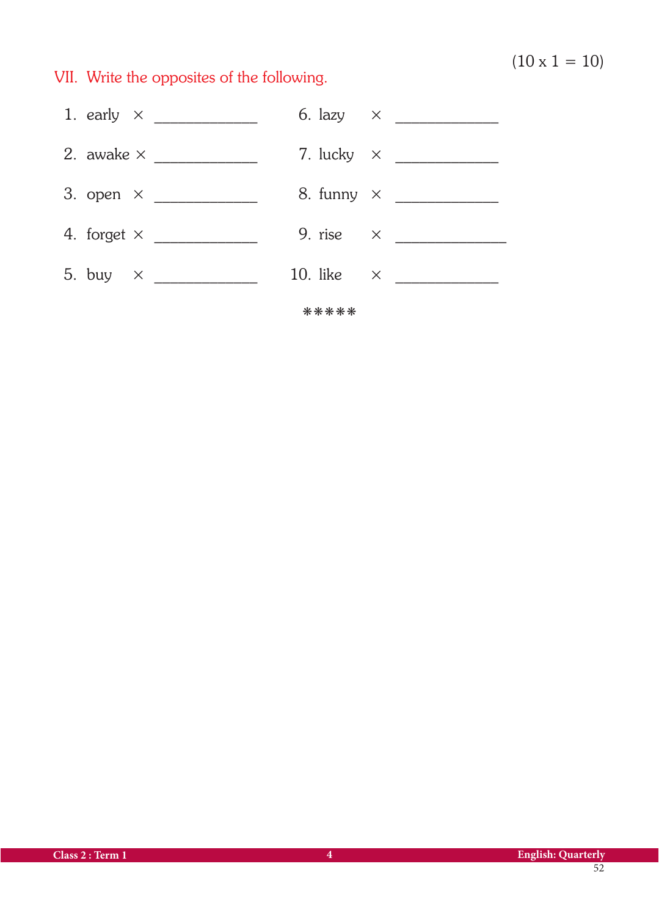## VII. Write the opposites of the following.

(10 x 1 = 10)

1. early × ____________
2. awake × ____________
3. open × ____________
4. forget × ____________
5. buy × ____________
6. lazy × ____________
7. lucky × ____________
8. funny × ____________
9. rise × ____________
10. like × ____________

*****